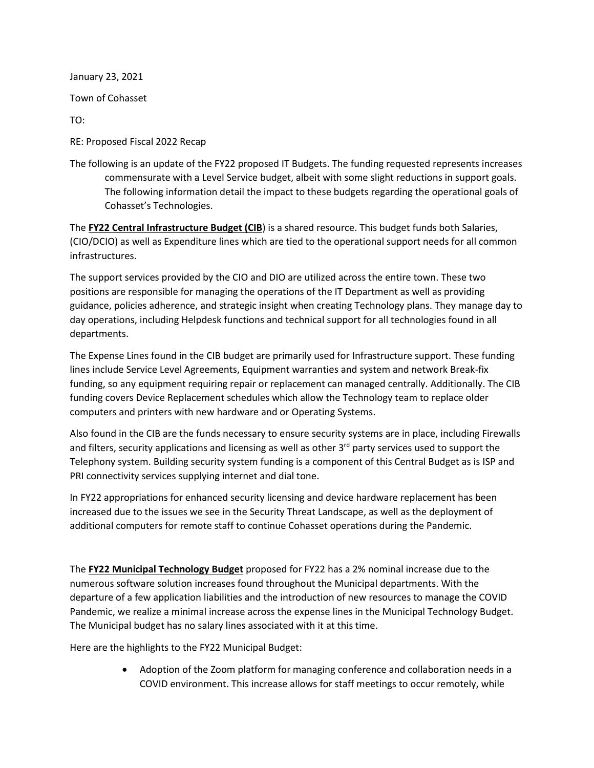January 23, 2021

Town of Cohasset

TO:

RE: Proposed Fiscal 2022 Recap

The following is an update of the FY22 proposed IT Budgets. The funding requested represents increases commensurate with a Level Service budget, albeit with some slight reductions in support goals. The following information detail the impact to these budgets regarding the operational goals of Cohasset's Technologies.

The **FY22 Central Infrastructure Budget (CIB**) is a shared resource. This budget funds both Salaries, (CIO/DCIO) as well as Expenditure lines which are tied to the operational support needs for all common infrastructures.

The support services provided by the CIO and DIO are utilized across the entire town. These two positions are responsible for managing the operations of the IT Department as well as providing guidance, policies adherence, and strategic insight when creating Technology plans. They manage day to day operations, including Helpdesk functions and technical support for all technologies found in all departments.

The Expense Lines found in the CIB budget are primarily used for Infrastructure support. These funding lines include Service Level Agreements, Equipment warranties and system and network Break-fix funding, so any equipment requiring repair or replacement can managed centrally. Additionally. The CIB funding covers Device Replacement schedules which allow the Technology team to replace older computers and printers with new hardware and or Operating Systems.

Also found in the CIB are the funds necessary to ensure security systems are in place, including Firewalls and filters, security applications and licensing as well as other 3rd party services used to support the Telephony system. Building security system funding is a component of this Central Budget as is ISP and PRI connectivity services supplying internet and dial tone.

In FY22 appropriations for enhanced security licensing and device hardware replacement has been increased due to the issues we see in the Security Threat Landscape, as well as the deployment of additional computers for remote staff to continue Cohasset operations during the Pandemic.

The **FY22 Municipal Technology Budget** proposed for FY22 has a 2% nominal increase due to the numerous software solution increases found throughout the Municipal departments. With the departure of a few application liabilities and the introduction of new resources to manage the COVID Pandemic, we realize a minimal increase across the expense lines in the Municipal Technology Budget. The Municipal budget has no salary lines associated with it at this time.

Here are the highlights to the FY22 Municipal Budget:

- Adoption of the Zoom platform for managing conference and collaboration needs in a COVID environment. This increase allows for staff meetings to occur remotely, while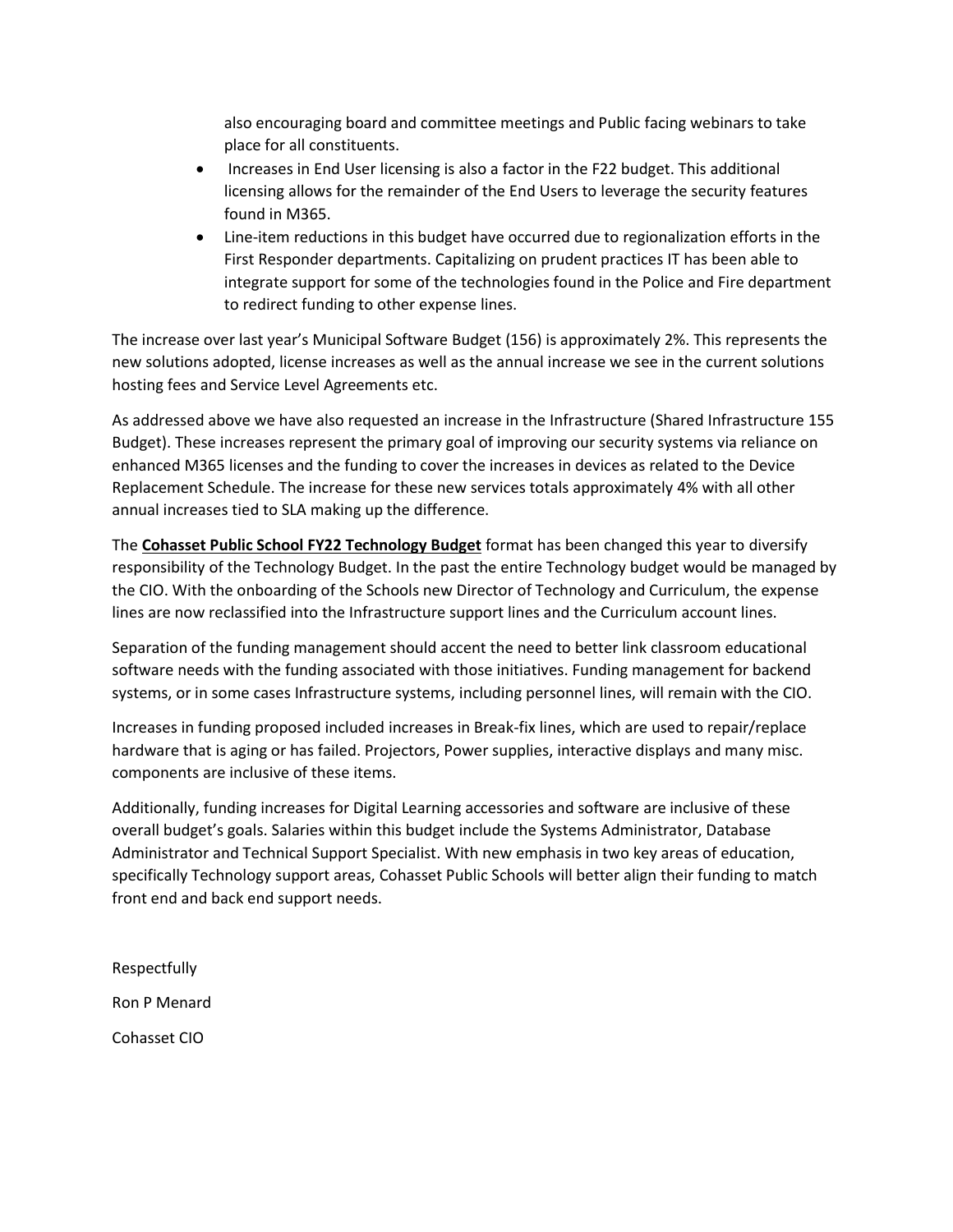also encouraging board and committee meetings and Public facing webinars to take place for all constituents.

- Increases in End User licensing is also a factor in the F22 budget. This additional licensing allows for the remainder of the End Users to leverage the security features found in M365.
- Line-item reductions in this budget have occurred due to regionalization efforts in the First Responder departments. Capitalizing on prudent practices IT has been able to integrate support for some of the technologies found in the Police and Fire department to redirect funding to other expense lines.

The increase over last year's Municipal Software Budget (156) is approximately 2%. This represents the new solutions adopted, license increases as well as the annual increase we see in the current solutions hosting fees and Service Level Agreements etc.

As addressed above we have also requested an increase in the Infrastructure (Shared Infrastructure 155 Budget). These increases represent the primary goal of improving our security systems via reliance on enhanced M365 licenses and the funding to cover the increases in devices as related to the Device Replacement Schedule. The increase for these new services totals approximately 4% with all other annual increases tied to SLA making up the difference.

The **Cohasset Public School FY22 Technology Budget** format has been changed this year to diversify responsibility of the Technology Budget. In the past the entire Technology budget would be managed by the CIO. With the onboarding of the Schools new Director of Technology and Curriculum, the expense lines are now reclassified into the Infrastructure support lines and the Curriculum account lines.

Separation of the funding management should accent the need to better link classroom educational software needs with the funding associated with those initiatives. Funding management for backend systems, or in some cases Infrastructure systems, including personnel lines, will remain with the CIO.

Increases in funding proposed included increases in Break-fix lines, which are used to repair/replace hardware that is aging or has failed. Projectors, Power supplies, interactive displays and many misc. components are inclusive of these items.

Additionally, funding increases for Digital Learning accessories and software are inclusive of these overall budget's goals. Salaries within this budget include the Systems Administrator, Database Administrator and Technical Support Specialist. With new emphasis in two key areas of education, specifically Technology support areas, Cohasset Public Schools will better align their funding to match front end and back end support needs.

Respectfully

Ron P Menard

Cohasset CIO